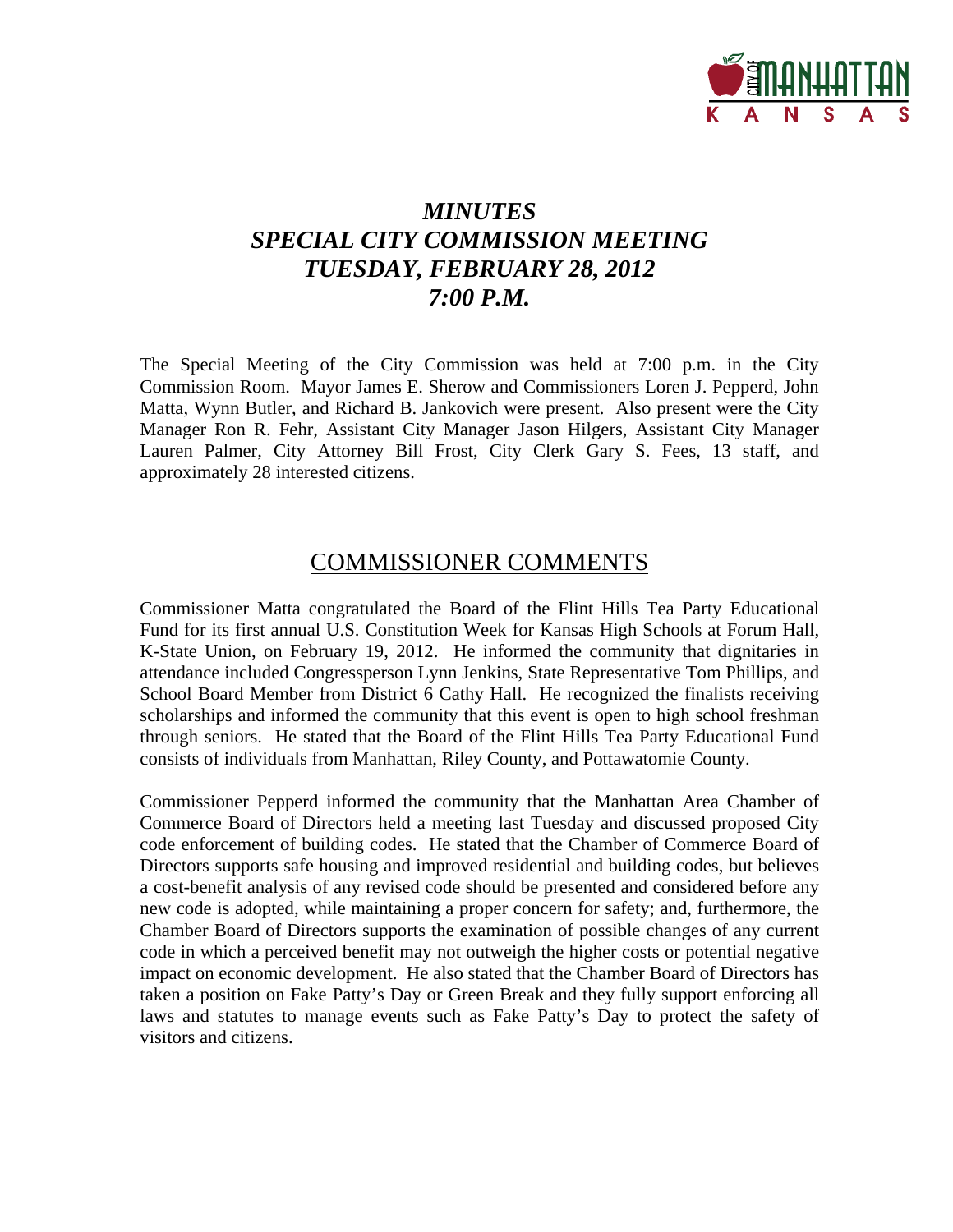# *MINUTES*
# *SPECIAL CITY COMMISSION MEETING*
# *TUESDAY, FEBRUARY 28, 2012*
# *7:00 P.M.*

The Special Meeting of the City Commission was held at 7:00 p.m. in the City Commission Room. Mayor James E. Sherow and Commissioners Loren J. Pepperd, John Matta, Wynn Butler, and Richard B. Jankovich were present. Also present were the City Manager Ron R. Fehr, Assistant City Manager Jason Hilgers, Assistant City Manager Lauren Palmer, City Attorney Bill Frost, City Clerk Gary S. Fees, 13 staff, and approximately 28 interested citizens.

## COMMISSIONER COMMENTS

Commissioner Matta congratulated the Board of the Flint Hills Tea Party Educational Fund for its first annual U.S. Constitution Week for Kansas High Schools at Forum Hall, K-State Union, on February 19, 2012. He informed the community that dignitaries in attendance included Congressperson Lynn Jenkins, State Representative Tom Phillips, and School Board Member from District 6 Cathy Hall. He recognized the finalists receiving scholarships and informed the community that this event is open to high school freshman through seniors. He stated that the Board of the Flint Hills Tea Party Educational Fund consists of individuals from Manhattan, Riley County, and Pottawatomie County.

Commissioner Pepperd informed the community that the Manhattan Area Chamber of Commerce Board of Directors held a meeting last Tuesday and discussed proposed City code enforcement of building codes. He stated that the Chamber of Commerce Board of Directors supports safe housing and improved residential and building codes, but believes a cost-benefit analysis of any revised code should be presented and considered before any new code is adopted, while maintaining a proper concern for safety; and, furthermore, the Chamber Board of Directors supports the examination of possible changes of any current code in which a perceived benefit may not outweigh the higher costs or potential negative impact on economic development. He also stated that the Chamber Board of Directors has taken a position on Fake Patty's Day or Green Break and they fully support enforcing all laws and statutes to manage events such as Fake Patty's Day to protect the safety of visitors and citizens.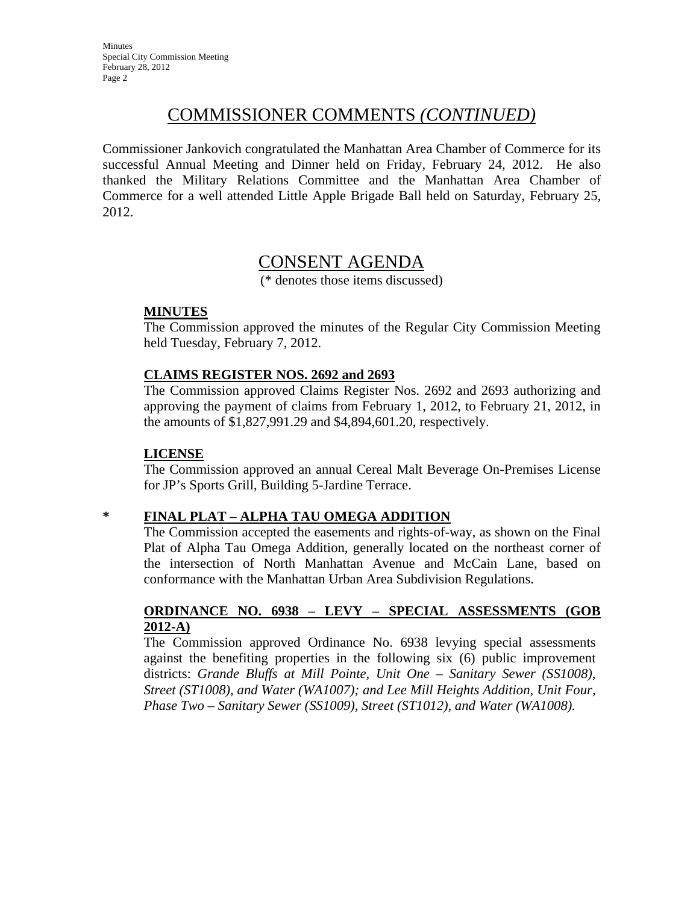## COMMISSIONER COMMENTS *(CONTINUED)*

Commissioner Jankovich congratulated the Manhattan Area Chamber of Commerce for its successful Annual Meeting and Dinner held on Friday, February 24, 2012. He also thanked the Military Relations Committee and the Manhattan Area Chamber of Commerce for a well attended Little Apple Brigade Ball held on Saturday, February 25, 2012.

## CONSENT AGENDA

(* denotes those items discussed)

**MINUTES**

The Commission approved the minutes of the Regular City Commission Meeting held Tuesday, February 7, 2012.

**CLAIMS REGISTER NOS. 2692 and 2693**

The Commission approved Claims Register Nos. 2692 and 2693 authorizing and approving the payment of claims from February 1, 2012, to February 21, 2012, in the amounts of $1,827,991.29 and $4,894,601.20, respectively.

**LICENSE**

The Commission approved an annual Cereal Malt Beverage On-Premises License for JP's Sports Grill, Building 5-Jardine Terrace.

\* **FINAL PLAT – ALPHA TAU OMEGA ADDITION**

The Commission accepted the easements and rights-of-way, as shown on the Final Plat of Alpha Tau Omega Addition, generally located on the northeast corner of the intersection of North Manhattan Avenue and McCain Lane, based on conformance with the Manhattan Urban Area Subdivision Regulations.

**ORDINANCE NO. 6938 – LEVY – SPECIAL ASSESSMENTS (GOB 2012-A)**

The Commission approved Ordinance No. 6938 levying special assessments against the benefiting properties in the following six (6) public improvement districts: *Grande Bluffs at Mill Pointe, Unit One – Sanitary Sewer (SS1008), Street (ST1008), and Water (WA1007); and Lee Mill Heights Addition, Unit Four, Phase Two – Sanitary Sewer (SS1009), Street (ST1012), and Water (WA1008).*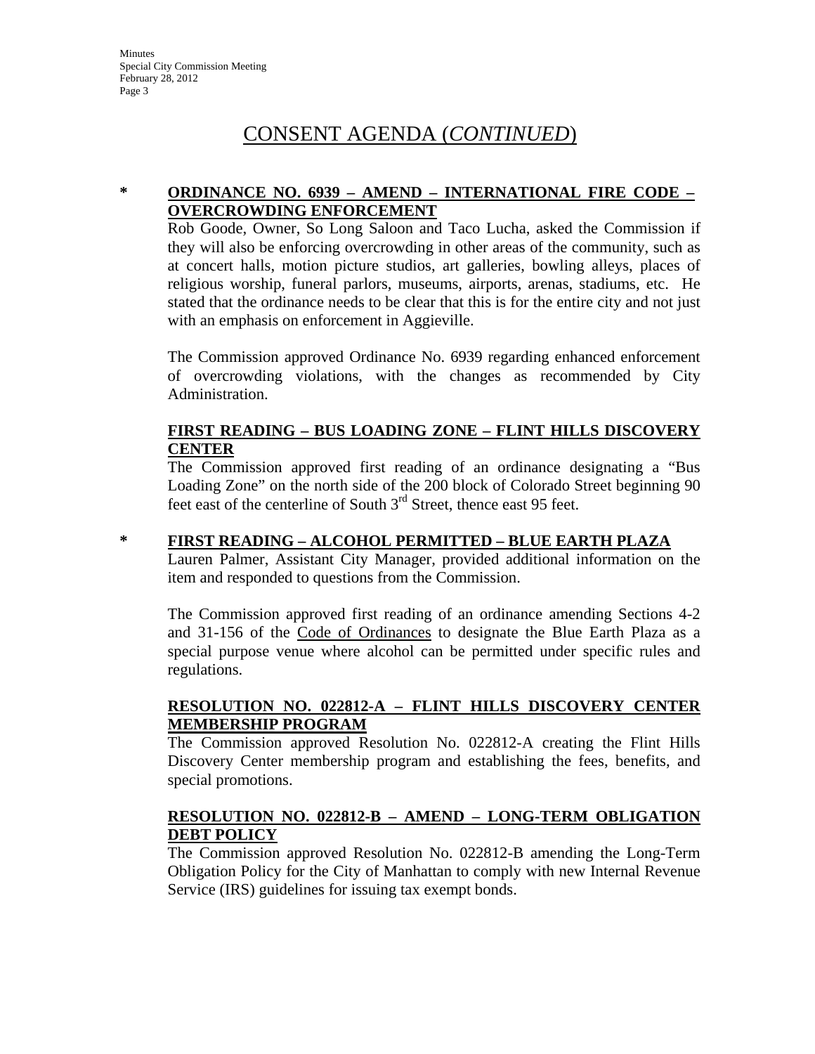# CONSENT AGENDA (*CONTINUED*)

\* **ORDINANCE NO. 6939 – AMEND – INTERNATIONAL FIRE CODE – OVERCROWDING ENFORCEMENT**

Rob Goode, Owner, So Long Saloon and Taco Lucha, asked the Commission if they will also be enforcing overcrowding in other areas of the community, such as at concert halls, motion picture studios, art galleries, bowling alleys, places of religious worship, funeral parlors, museums, airports, arenas, stadiums, etc. He stated that the ordinance needs to be clear that this is for the entire city and not just with an emphasis on enforcement in Aggieville.

The Commission approved Ordinance No. 6939 regarding enhanced enforcement of overcrowding violations, with the changes as recommended by City Administration.

**FIRST READING – BUS LOADING ZONE – FLINT HILLS DISCOVERY CENTER**

The Commission approved first reading of an ordinance designating a "Bus Loading Zone" on the north side of the 200 block of Colorado Street beginning 90 feet east of the centerline of South 3rd Street, thence east 95 feet.

\* **FIRST READING – ALCOHOL PERMITTED – BLUE EARTH PLAZA**

Lauren Palmer, Assistant City Manager, provided additional information on the item and responded to questions from the Commission.

The Commission approved first reading of an ordinance amending Sections 4-2 and 31-156 of the Code of Ordinances to designate the Blue Earth Plaza as a special purpose venue where alcohol can be permitted under specific rules and regulations.

**RESOLUTION NO. 022812-A – FLINT HILLS DISCOVERY CENTER MEMBERSHIP PROGRAM**

The Commission approved Resolution No. 022812-A creating the Flint Hills Discovery Center membership program and establishing the fees, benefits, and special promotions.

**RESOLUTION NO. 022812-B – AMEND – LONG-TERM OBLIGATION DEBT POLICY**

The Commission approved Resolution No. 022812-B amending the Long-Term Obligation Policy for the City of Manhattan to comply with new Internal Revenue Service (IRS) guidelines for issuing tax exempt bonds.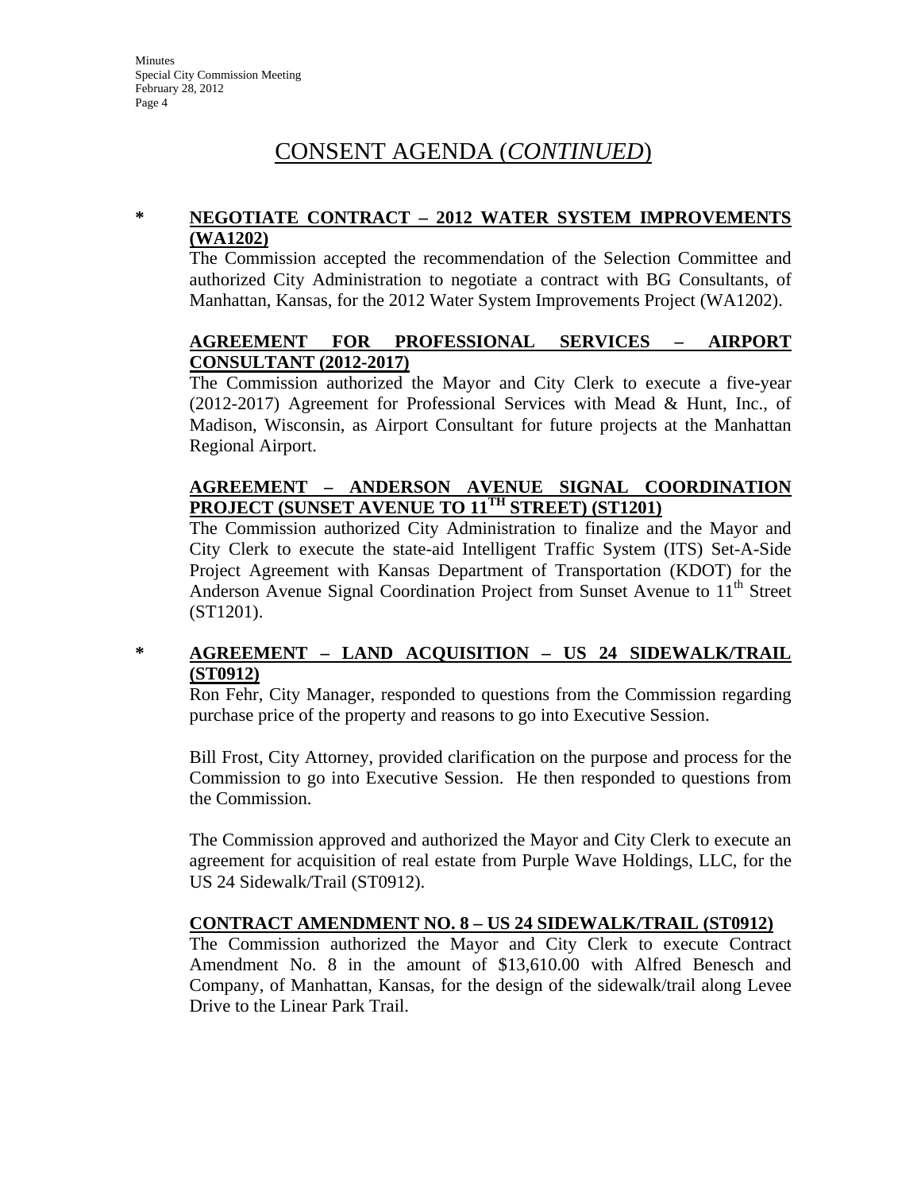# CONSENT AGENDA (*CONTINUED*)

\* **NEGOTIATE CONTRACT – 2012 WATER SYSTEM IMPROVEMENTS (WA1202)**

The Commission accepted the recommendation of the Selection Committee and authorized City Administration to negotiate a contract with BG Consultants, of Manhattan, Kansas, for the 2012 Water System Improvements Project (WA1202).

**AGREEMENT FOR PROFESSIONAL SERVICES – AIRPORT CONSULTANT (2012-2017)**

The Commission authorized the Mayor and City Clerk to execute a five-year (2012-2017) Agreement for Professional Services with Mead & Hunt, Inc., of Madison, Wisconsin, as Airport Consultant for future projects at the Manhattan Regional Airport.

**AGREEMENT – ANDERSON AVENUE SIGNAL COORDINATION PROJECT (SUNSET AVENUE TO 11TH STREET) (ST1201)**

The Commission authorized City Administration to finalize and the Mayor and City Clerk to execute the state-aid Intelligent Traffic System (ITS) Set-A-Side Project Agreement with Kansas Department of Transportation (KDOT) for the Anderson Avenue Signal Coordination Project from Sunset Avenue to 11th Street (ST1201).

\* **AGREEMENT – LAND ACQUISITION – US 24 SIDEWALK/TRAIL (ST0912)**

Ron Fehr, City Manager, responded to questions from the Commission regarding purchase price of the property and reasons to go into Executive Session.

Bill Frost, City Attorney, provided clarification on the purpose and process for the Commission to go into Executive Session. He then responded to questions from the Commission.

The Commission approved and authorized the Mayor and City Clerk to execute an agreement for acquisition of real estate from Purple Wave Holdings, LLC, for the US 24 Sidewalk/Trail (ST0912).

**CONTRACT AMENDMENT NO. 8 – US 24 SIDEWALK/TRAIL (ST0912)**

The Commission authorized the Mayor and City Clerk to execute Contract Amendment No. 8 in the amount of $13,610.00 with Alfred Benesch and Company, of Manhattan, Kansas, for the design of the sidewalk/trail along Levee Drive to the Linear Park Trail.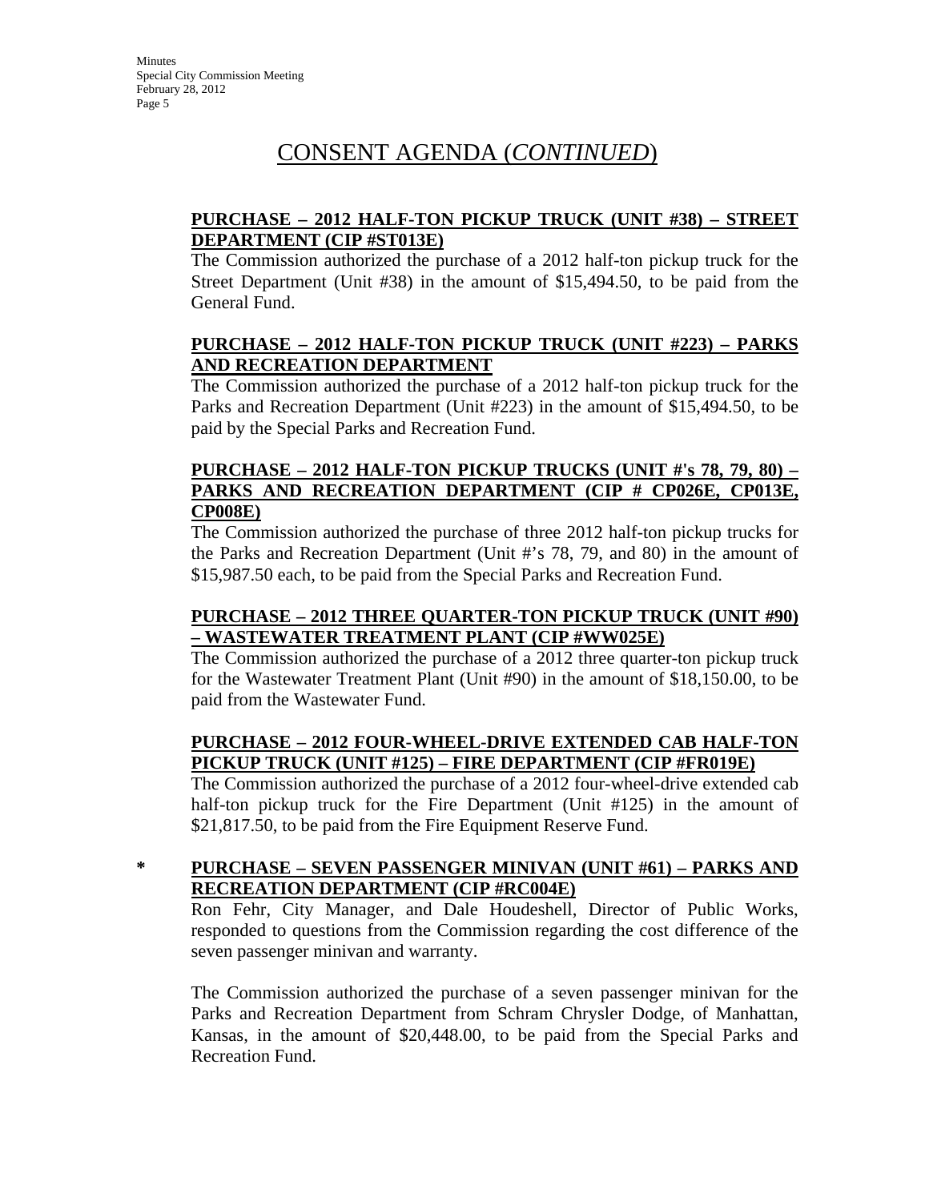# CONSENT AGENDA (*CONTINUED*)

**PURCHASE – 2012 HALF-TON PICKUP TRUCK (UNIT #38) – STREET DEPARTMENT (CIP #ST013E)**

The Commission authorized the purchase of a 2012 half-ton pickup truck for the Street Department (Unit #38) in the amount of $15,494.50, to be paid from the General Fund.

**PURCHASE – 2012 HALF-TON PICKUP TRUCK (UNIT #223) – PARKS AND RECREATION DEPARTMENT**

The Commission authorized the purchase of a 2012 half-ton pickup truck for the Parks and Recreation Department (Unit #223) in the amount of $15,494.50, to be paid by the Special Parks and Recreation Fund.

**PURCHASE – 2012 HALF-TON PICKUP TRUCKS (UNIT #'s 78, 79, 80) – PARKS AND RECREATION DEPARTMENT (CIP # CP026E, CP013E, CP008E)**

The Commission authorized the purchase of three 2012 half-ton pickup trucks for the Parks and Recreation Department (Unit #'s 78, 79, and 80) in the amount of $15,987.50 each, to be paid from the Special Parks and Recreation Fund.

**PURCHASE – 2012 THREE QUARTER-TON PICKUP TRUCK (UNIT #90) – WASTEWATER TREATMENT PLANT (CIP #WW025E)**

The Commission authorized the purchase of a 2012 three quarter-ton pickup truck for the Wastewater Treatment Plant (Unit #90) in the amount of $18,150.00, to be paid from the Wastewater Fund.

**PURCHASE – 2012 FOUR-WHEEL-DRIVE EXTENDED CAB HALF-TON PICKUP TRUCK (UNIT #125) – FIRE DEPARTMENT (CIP #FR019E)**

The Commission authorized the purchase of a 2012 four-wheel-drive extended cab half-ton pickup truck for the Fire Department (Unit #125) in the amount of $21,817.50, to be paid from the Fire Equipment Reserve Fund.

\* **PURCHASE – SEVEN PASSENGER MINIVAN (UNIT #61) – PARKS AND RECREATION DEPARTMENT (CIP #RC004E)**

Ron Fehr, City Manager, and Dale Houdeshell, Director of Public Works, responded to questions from the Commission regarding the cost difference of the seven passenger minivan and warranty.

The Commission authorized the purchase of a seven passenger minivan for the Parks and Recreation Department from Schram Chrysler Dodge, of Manhattan, Kansas, in the amount of $20,448.00, to be paid from the Special Parks and Recreation Fund.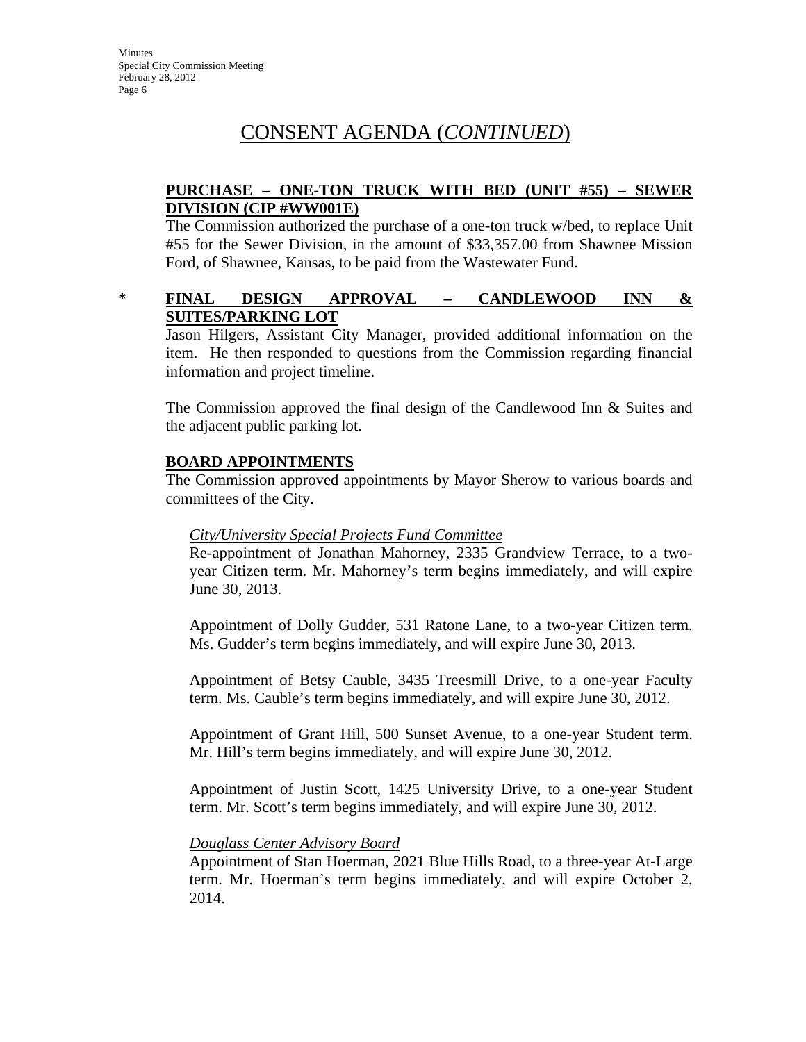# CONSENT AGENDA (*CONTINUED*)

**PURCHASE – ONE-TON TRUCK WITH BED (UNIT #55) – SEWER DIVISION (CIP #WW001E)**

The Commission authorized the purchase of a one-ton truck w/bed, to replace Unit #55 for the Sewer Division, in the amount of $33,357.00 from Shawnee Mission Ford, of Shawnee, Kansas, to be paid from the Wastewater Fund.

\* **FINAL DESIGN APPROVAL – CANDLEWOOD INN & SUITES/PARKING LOT**

Jason Hilgers, Assistant City Manager, provided additional information on the item. He then responded to questions from the Commission regarding financial information and project timeline.

The Commission approved the final design of the Candlewood Inn & Suites and the adjacent public parking lot.

**BOARD APPOINTMENTS**

The Commission approved appointments by Mayor Sherow to various boards and committees of the City.

*City/University Special Projects Fund Committee*

Re-appointment of Jonathan Mahorney, 2335 Grandview Terrace, to a two-year Citizen term. Mr. Mahorney's term begins immediately, and will expire June 30, 2013.

Appointment of Dolly Gudder, 531 Ratone Lane, to a two-year Citizen term. Ms. Gudder's term begins immediately, and will expire June 30, 2013.

Appointment of Betsy Cauble, 3435 Treesmill Drive, to a one-year Faculty term. Ms. Cauble's term begins immediately, and will expire June 30, 2012.

Appointment of Grant Hill, 500 Sunset Avenue, to a one-year Student term. Mr. Hill's term begins immediately, and will expire June 30, 2012.

Appointment of Justin Scott, 1425 University Drive, to a one-year Student term. Mr. Scott's term begins immediately, and will expire June 30, 2012.

*Douglass Center Advisory Board*

Appointment of Stan Hoerman, 2021 Blue Hills Road, to a three-year At-Large term. Mr. Hoerman's term begins immediately, and will expire October 2, 2014.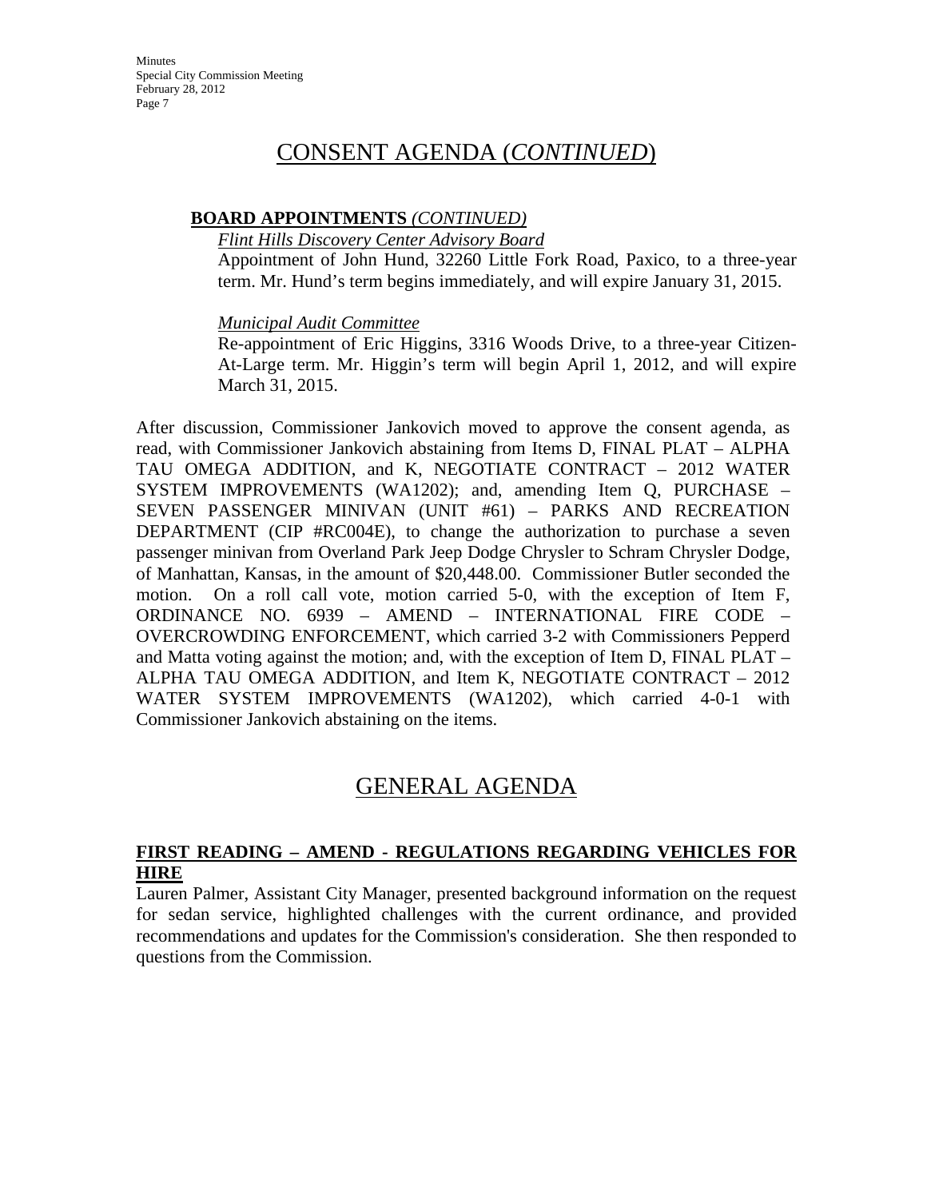# CONSENT AGENDA (*CONTINUED*)

**BOARD APPOINTMENTS** *(CONTINUED)*

*Flint Hills Discovery Center Advisory Board*

Appointment of John Hund, 32260 Little Fork Road, Paxico, to a three-year term. Mr. Hund's term begins immediately, and will expire January 31, 2015.

*Municipal Audit Committee*

Re-appointment of Eric Higgins, 3316 Woods Drive, to a three-year Citizen-At-Large term. Mr. Higgin's term will begin April 1, 2012, and will expire March 31, 2015.

After discussion, Commissioner Jankovich moved to approve the consent agenda, as read, with Commissioner Jankovich abstaining from Items D, FINAL PLAT – ALPHA TAU OMEGA ADDITION, and K, NEGOTIATE CONTRACT – 2012 WATER SYSTEM IMPROVEMENTS (WA1202); and, amending Item Q, PURCHASE – SEVEN PASSENGER MINIVAN (UNIT #61) – PARKS AND RECREATION DEPARTMENT (CIP #RC004E), to change the authorization to purchase a seven passenger minivan from Overland Park Jeep Dodge Chrysler to Schram Chrysler Dodge, of Manhattan, Kansas, in the amount of $20,448.00. Commissioner Butler seconded the motion. On a roll call vote, motion carried 5-0, with the exception of Item F, ORDINANCE NO. 6939 – AMEND – INTERNATIONAL FIRE CODE – OVERCROWDING ENFORCEMENT, which carried 3-2 with Commissioners Pepperd and Matta voting against the motion; and, with the exception of Item D, FINAL PLAT – ALPHA TAU OMEGA ADDITION, and Item K, NEGOTIATE CONTRACT – 2012 WATER SYSTEM IMPROVEMENTS (WA1202), which carried 4-0-1 with Commissioner Jankovich abstaining on the items.

# GENERAL AGENDA

**FIRST READING – AMEND - REGULATIONS REGARDING VEHICLES FOR HIRE**

Lauren Palmer, Assistant City Manager, presented background information on the request for sedan service, highlighted challenges with the current ordinance, and provided recommendations and updates for the Commission's consideration. She then responded to questions from the Commission.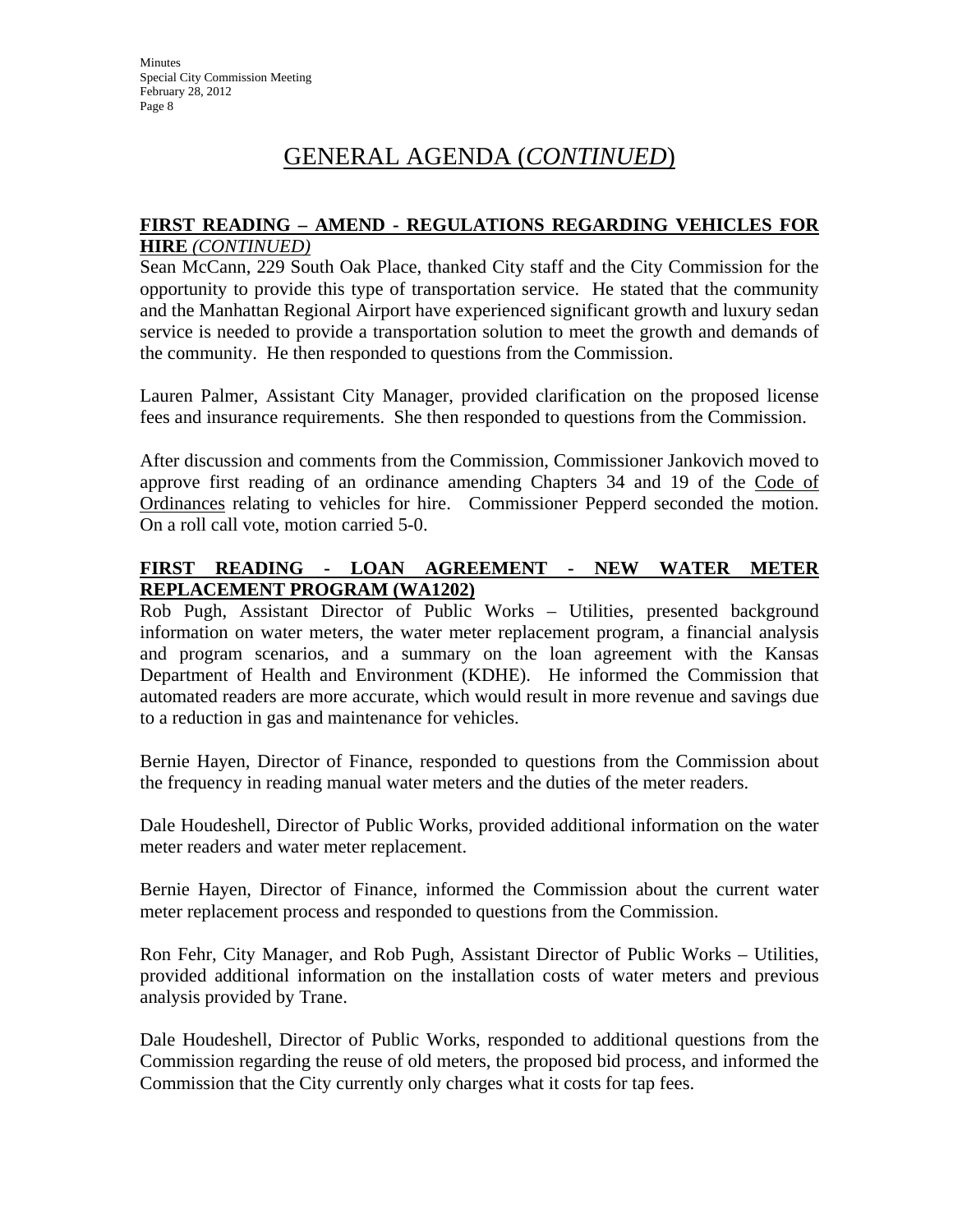# GENERAL AGENDA (*CONTINUED*)

### FIRST READING – AMEND - REGULATIONS REGARDING VEHICLES FOR HIRE *(CONTINUED)*

Sean McCann, 229 South Oak Place, thanked City staff and the City Commission for the opportunity to provide this type of transportation service. He stated that the community and the Manhattan Regional Airport have experienced significant growth and luxury sedan service is needed to provide a transportation solution to meet the growth and demands of the community. He then responded to questions from the Commission.

Lauren Palmer, Assistant City Manager, provided clarification on the proposed license fees and insurance requirements. She then responded to questions from the Commission.

After discussion and comments from the Commission, Commissioner Jankovich moved to approve first reading of an ordinance amending Chapters 34 and 19 of the Code of Ordinances relating to vehicles for hire. Commissioner Pepperd seconded the motion. On a roll call vote, motion carried 5-0.

### FIRST READING - LOAN AGREEMENT - NEW WATER METER REPLACEMENT PROGRAM (WA1202)

Rob Pugh, Assistant Director of Public Works – Utilities, presented background information on water meters, the water meter replacement program, a financial analysis and program scenarios, and a summary on the loan agreement with the Kansas Department of Health and Environment (KDHE). He informed the Commission that automated readers are more accurate, which would result in more revenue and savings due to a reduction in gas and maintenance for vehicles.

Bernie Hayen, Director of Finance, responded to questions from the Commission about the frequency in reading manual water meters and the duties of the meter readers.

Dale Houdeshell, Director of Public Works, provided additional information on the water meter readers and water meter replacement.

Bernie Hayen, Director of Finance, informed the Commission about the current water meter replacement process and responded to questions from the Commission.

Ron Fehr, City Manager, and Rob Pugh, Assistant Director of Public Works – Utilities, provided additional information on the installation costs of water meters and previous analysis provided by Trane.

Dale Houdeshell, Director of Public Works, responded to additional questions from the Commission regarding the reuse of old meters, the proposed bid process, and informed the Commission that the City currently only charges what it costs for tap fees.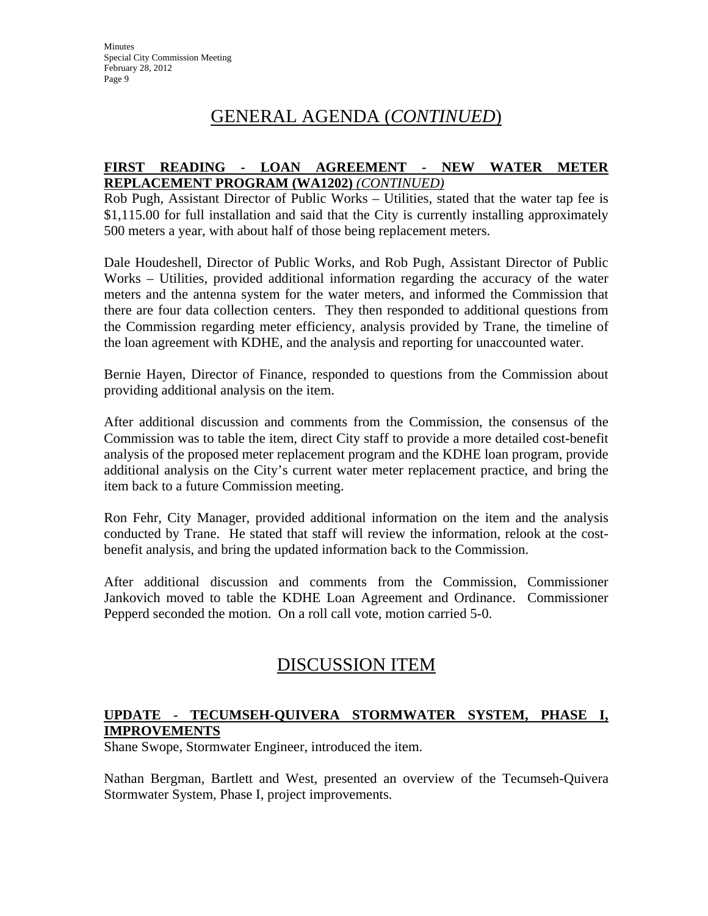# GENERAL AGENDA (*CONTINUED*)

**FIRST READING - LOAN AGREEMENT - NEW WATER METER REPLACEMENT PROGRAM (WA1202)** ***(CONTINUED)***

Rob Pugh, Assistant Director of Public Works – Utilities, stated that the water tap fee is $1,115.00 for full installation and said that the City is currently installing approximately 500 meters a year, with about half of those being replacement meters.

Dale Houdeshell, Director of Public Works, and Rob Pugh, Assistant Director of Public Works – Utilities, provided additional information regarding the accuracy of the water meters and the antenna system for the water meters, and informed the Commission that there are four data collection centers. They then responded to additional questions from the Commission regarding meter efficiency, analysis provided by Trane, the timeline of the loan agreement with KDHE, and the analysis and reporting for unaccounted water.

Bernie Hayen, Director of Finance, responded to questions from the Commission about providing additional analysis on the item.

After additional discussion and comments from the Commission, the consensus of the Commission was to table the item, direct City staff to provide a more detailed cost-benefit analysis of the proposed meter replacement program and the KDHE loan program, provide additional analysis on the City's current water meter replacement practice, and bring the item back to a future Commission meeting.

Ron Fehr, City Manager, provided additional information on the item and the analysis conducted by Trane. He stated that staff will review the information, relook at the cost-benefit analysis, and bring the updated information back to the Commission.

After additional discussion and comments from the Commission, Commissioner Jankovich moved to table the KDHE Loan Agreement and Ordinance. Commissioner Pepperd seconded the motion. On a roll call vote, motion carried 5-0.

# DISCUSSION ITEM

**UPDATE - TECUMSEH-QUIVERA STORMWATER SYSTEM, PHASE I, IMPROVEMENTS**

Shane Swope, Stormwater Engineer, introduced the item.

Nathan Bergman, Bartlett and West, presented an overview of the Tecumseh-Quivera Stormwater System, Phase I, project improvements.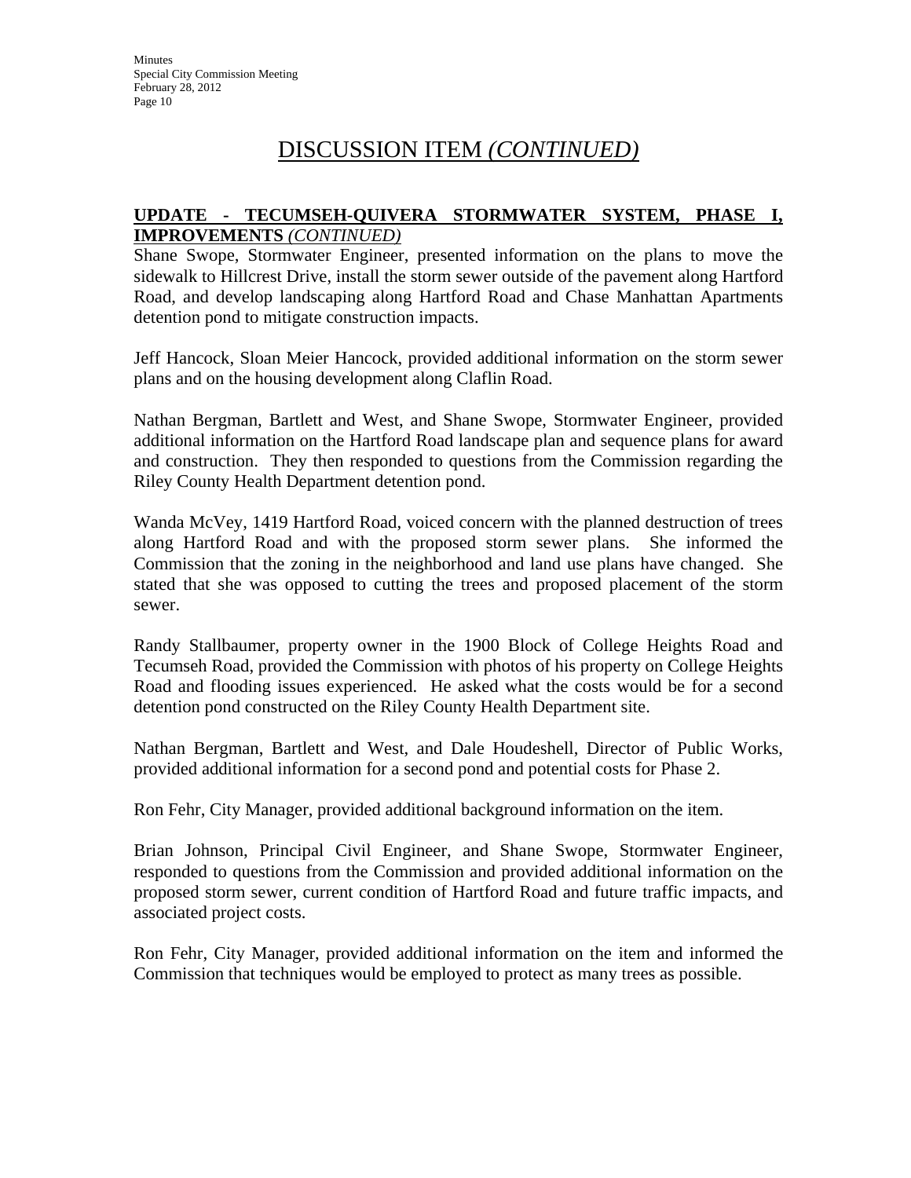# DISCUSSION ITEM *(CONTINUED)*

**UPDATE - TECUMSEH-QUIVERA STORMWATER SYSTEM, PHASE I, IMPROVEMENTS** *(CONTINUED)*

Shane Swope, Stormwater Engineer, presented information on the plans to move the sidewalk to Hillcrest Drive, install the storm sewer outside of the pavement along Hartford Road, and develop landscaping along Hartford Road and Chase Manhattan Apartments detention pond to mitigate construction impacts.

Jeff Hancock, Sloan Meier Hancock, provided additional information on the storm sewer plans and on the housing development along Claflin Road.

Nathan Bergman, Bartlett and West, and Shane Swope, Stormwater Engineer, provided additional information on the Hartford Road landscape plan and sequence plans for award and construction. They then responded to questions from the Commission regarding the Riley County Health Department detention pond.

Wanda McVey, 1419 Hartford Road, voiced concern with the planned destruction of trees along Hartford Road and with the proposed storm sewer plans. She informed the Commission that the zoning in the neighborhood and land use plans have changed. She stated that she was opposed to cutting the trees and proposed placement of the storm sewer.

Randy Stallbaumer, property owner in the 1900 Block of College Heights Road and Tecumseh Road, provided the Commission with photos of his property on College Heights Road and flooding issues experienced. He asked what the costs would be for a second detention pond constructed on the Riley County Health Department site.

Nathan Bergman, Bartlett and West, and Dale Houdeshell, Director of Public Works, provided additional information for a second pond and potential costs for Phase 2.

Ron Fehr, City Manager, provided additional background information on the item.

Brian Johnson, Principal Civil Engineer, and Shane Swope, Stormwater Engineer, responded to questions from the Commission and provided additional information on the proposed storm sewer, current condition of Hartford Road and future traffic impacts, and associated project costs.

Ron Fehr, City Manager, provided additional information on the item and informed the Commission that techniques would be employed to protect as many trees as possible.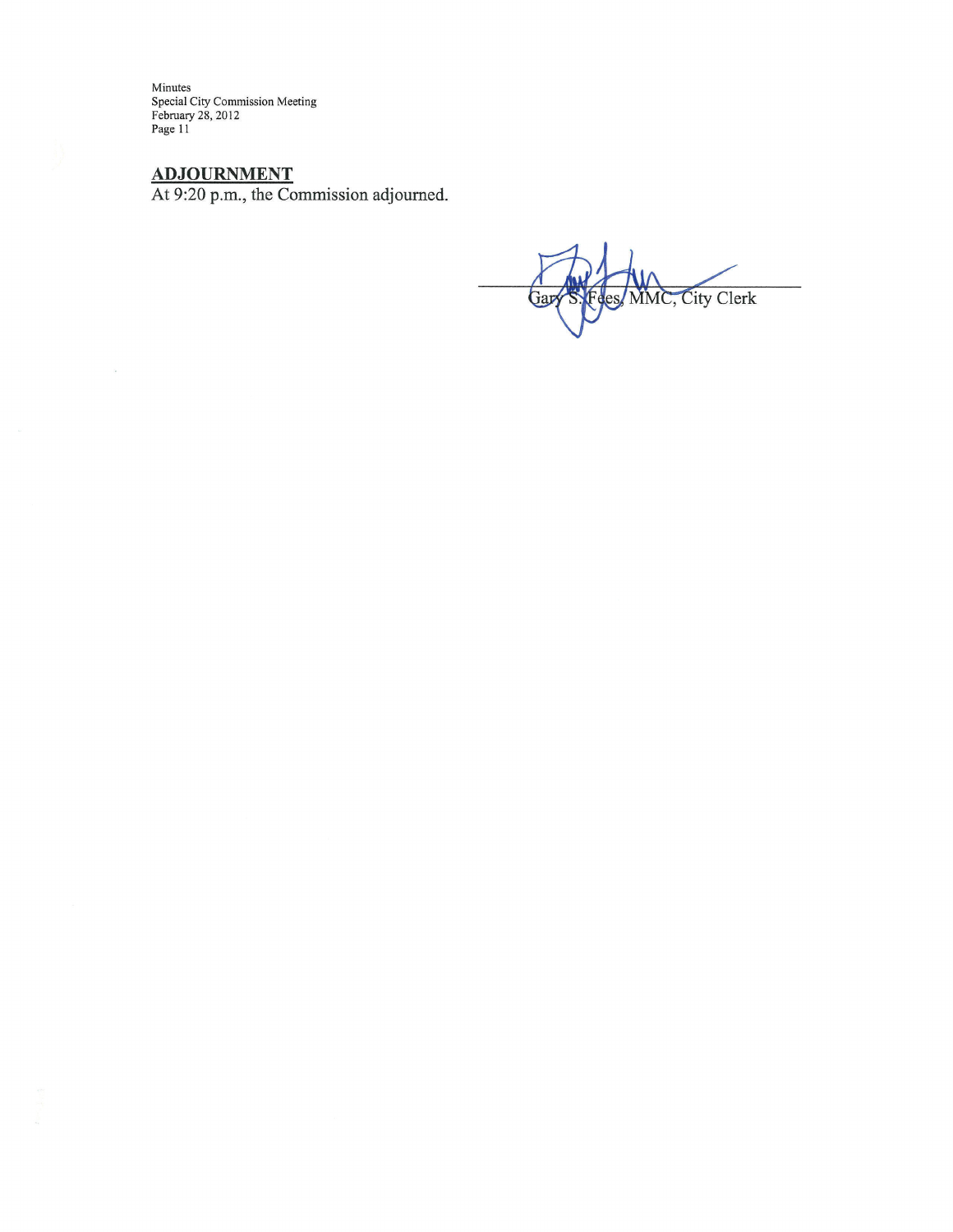## ADJOURNMENT

At 9:20 p.m., the Commission adjourned.

Gary S. Fees, MMC, City Clerk